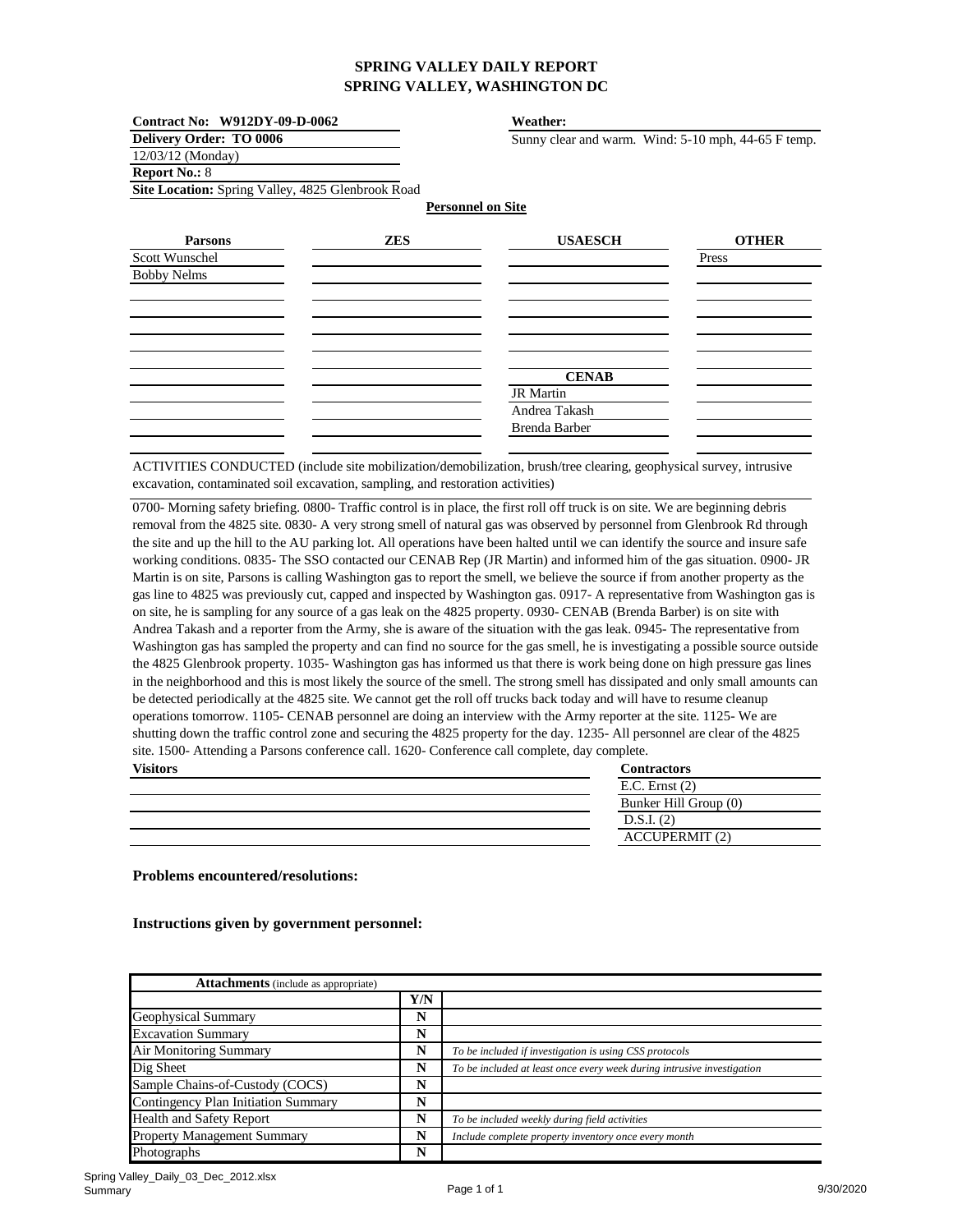# SPRING VALLEY DAILY REPORT
## SPRING VALLEY, WASHINGTON DC

**Contract No: W912DY-09-D-0062**
**Delivery Order: TO 0006**
12/03/12 (Monday)
**Report No.:** 8
**Site Location:** Spring Valley, 4825 Glenbrook Road

**Weather:**
Sunny clear and warm. Wind: 5-10 mph, 44-65 F temp.

**Personnel on Site**

| Parsons | ZES | USAESCH | OTHER |
|---|---|---|---|
| Scott Wunschel | | | Press |
| Bobby Nelms | | | |
| | | | |
| | | | |
| | | | |
| | | **CENAB** | |
| | | JR Martin | |
| | | Andrea Takash | |
| | | Brenda Barber | |

ACTIVITIES CONDUCTED (include site mobilization/demobilization, brush/tree clearing, geophysical survey, intrusive excavation, contaminated soil excavation, sampling, and restoration activities)

0700- Morning safety briefing. 0800- Traffic control is in place, the first roll off truck is on site. We are beginning debris removal from the 4825 site. 0830- A very strong smell of natural gas was observed by personnel from Glenbrook Rd through the site and up the hill to the AU parking lot. All operations have been halted until we can identify the source and insure safe working conditions. 0835- The SSO contacted our CENAB Rep (JR Martin) and informed him of the gas situation. 0900- JR Martin is on site, Parsons is calling Washington gas to report the smell, we believe the source if from another property as the gas line to 4825 was previously cut, capped and inspected by Washington gas. 0917- A representative from Washington gas is on site, he is sampling for any source of a gas leak on the 4825 property. 0930- CENAB (Brenda Barber) is on site with Andrea Takash and a reporter from the Army, she is aware of the situation with the gas leak. 0945- The representative from Washington gas has sampled the property and can find no source for the gas smell, he is investigating a possible source outside the 4825 Glenbrook property. 1035- Washington gas has informed us that there is work being done on high pressure gas lines in the neighborhood and this is most likely the source of the smell. The strong smell has dissipated and only small amounts can be detected periodically at the 4825 site. We cannot get the roll off trucks back today and will have to resume cleanup operations tomorrow. 1105- CENAB personnel are doing an interview with the Army reporter at the site. 1125- We are shutting down the traffic control zone and securing the 4825 property for the day. 1235- All personnel are clear of the 4825 site. 1500- Attending a Parsons conference call. 1620- Conference call complete, day complete.

| Visitors | Contractors |
|---|---|
| | E.C. Ernst (2) |
| | Bunker Hill Group (0) |
| | D.S.I. (2) |
| | ACCUPERMIT (2) |

**Problems encountered/resolutions:**

**Instructions given by government personnel:**

| **Attachments** (include as appropriate) | | |
|---|---|---|
| | **Y/N** | |
| Geophysical Summary | **N** | |
| Excavation Summary | **N** | |
| Air Monitoring Summary | **N** | *To be included if investigation is using CSS protocols* |
| Dig Sheet | **N** | *To be included at least once every week during intrusive investigation* |
| Sample Chains-of-Custody (COCS) | **N** | |
| Contingency Plan Initiation Summary | **N** | |
| Health and Safety Report | **N** | *To be included weekly during field activities* |
| Property Management Summary | **N** | *Include complete property inventory once every month* |
| Photographs | **N** | |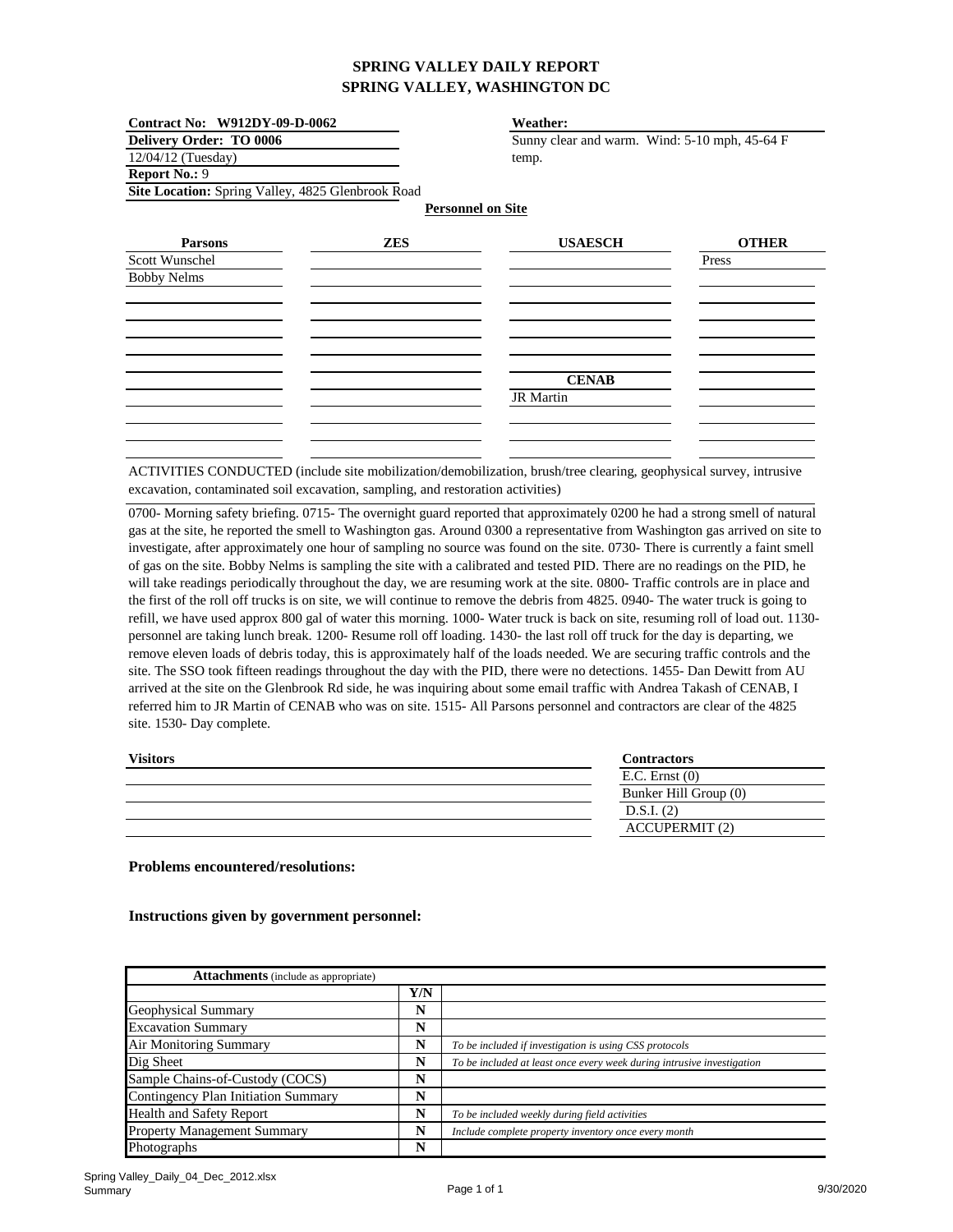# SPRING VALLEY DAILY REPORT
# SPRING VALLEY, WASHINGTON DC

**Contract No: W912DY-09-D-0062**
**Delivery Order: TO 0006**
12/04/12 (Tuesday)
**Report No.:** 9
**Site Location:** Spring Valley, 4825 Glenbrook Road

**Weather:**
Sunny clear and warm. Wind: 5-10 mph, 45-64 F temp.

**Personnel on Site**

| Parsons | ZES | USAESCH | OTHER |
|---|---|---|---|
| Scott Wunschel | | | Press |
| Bobby Nelms | | | |
| | | **CENAB** | |
| | | JR Martin | |

ACTIVITIES CONDUCTED (include site mobilization/demobilization, brush/tree clearing, geophysical survey, intrusive excavation, contaminated soil excavation, sampling, and restoration activities)

0700- Morning safety briefing. 0715- The overnight guard reported that approximately 0200 he had a strong smell of natural gas at the site, he reported the smell to Washington gas. Around 0300 a representative from Washington gas arrived on site to investigate, after approximately one hour of sampling no source was found on the site. 0730- There is currently a faint smell of gas on the site. Bobby Nelms is sampling the site with a calibrated and tested PID. There are no readings on the PID, he will take readings periodically throughout the day, we are resuming work at the site. 0800- Traffic controls are in place and the first of the roll off trucks is on site, we will continue to remove the debris from 4825. 0940- The water truck is going to refill, we have used approx 800 gal of water this morning. 1000- Water truck is back on site, resuming roll of load out. 1130- personnel are taking lunch break. 1200- Resume roll off loading. 1430- the last roll off truck for the day is departing, we remove eleven loads of debris today, this is approximately half of the loads needed. We are securing traffic controls and the site. The SSO took fifteen readings throughout the day with the PID, there were no detections. 1455- Dan Dewitt from AU arrived at the site on the Glenbrook Rd side, he was inquiring about some email traffic with Andrea Takash of CENAB, I referred him to JR Martin of CENAB who was on site. 1515- All Parsons personnel and contractors are clear of the 4825 site. 1530- Day complete.

| Visitors | Contractors |
|---|---|
| | E.C. Ernst (0) |
| | Bunker Hill Group (0) |
| | D.S.I. (2) |
| | ACCUPERMIT (2) |

**Problems encountered/resolutions:**

**Instructions given by government personnel:**

| **Attachments** (include as appropriate) | | |
|---|---|---|
| | **Y/N** | |
| Geophysical Summary | **N** | |
| Excavation Summary | **N** | |
| Air Monitoring Summary | **N** | *To be included if investigation is using CSS protocols* |
| Dig Sheet | **N** | *To be included at least once every week during intrusive investigation* |
| Sample Chains-of-Custody (COCS) | **N** | |
| Contingency Plan Initiation Summary | **N** | |
| Health and Safety Report | **N** | *To be included weekly during field activities* |
| Property Management Summary | **N** | *Include complete property inventory once every month* |
| Photographs | **N** | |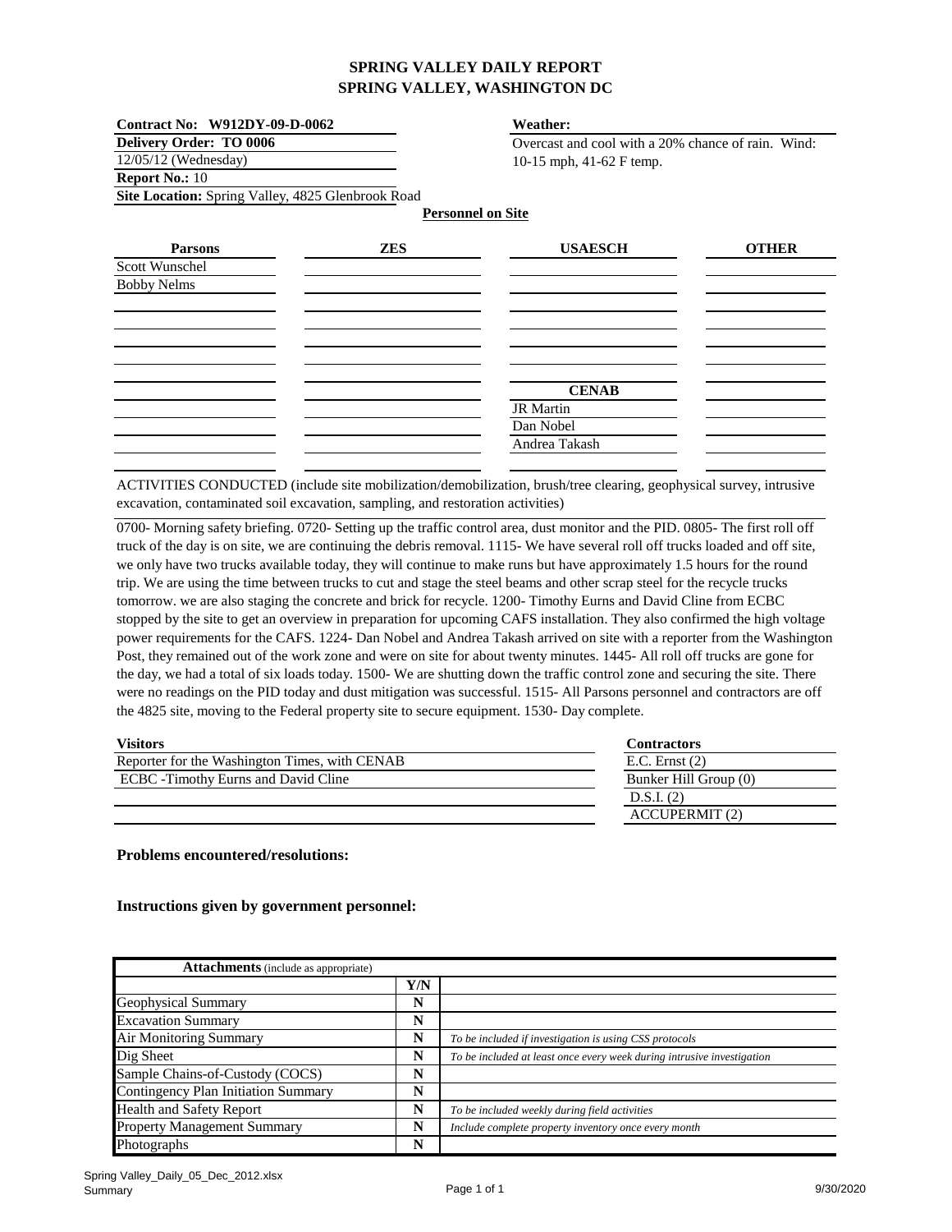# SPRING VALLEY DAILY REPORT
# SPRING VALLEY, WASHINGTON DC

**Contract No: W912DY-09-D-0062**
**Delivery Order: TO 0006**
12/05/12 (Wednesday)
**Report No.:** 10
**Site Location:** Spring Valley, 4825 Glenbrook Road

**Weather:**
Overcast and cool with a 20% chance of rain. Wind: 10-15 mph, 41-62 F temp.

**Personnel on Site**

| Parsons | ZES | USAESCH | OTHER |
|---|---|---|---|
| Scott Wunschel | | | |
| Bobby Nelms | | | |
| | | | |
| | | | |
| | | | |
| | | | |
| | | | |
| | | **CENAB** | |
| | | JR Martin | |
| | | Dan Nobel | |
| | | Andrea Takash | |

ACTIVITIES CONDUCTED (include site mobilization/demobilization, brush/tree clearing, geophysical survey, intrusive excavation, contaminated soil excavation, sampling, and restoration activities)

0700- Morning safety briefing. 0720- Setting up the traffic control area, dust monitor and the PID. 0805- The first roll off truck of the day is on site, we are continuing the debris removal. 1115- We have several roll off trucks loaded and off site, we only have two trucks available today, they will continue to make runs but have approximately 1.5 hours for the round trip. We are using the time between trucks to cut and stage the steel beams and other scrap steel for the recycle trucks tomorrow. we are also staging the concrete and brick for recycle. 1200- Timothy Eurns and David Cline from ECBC stopped by the site to get an overview in preparation for upcoming CAFS installation. They also confirmed the high voltage power requirements for the CAFS. 1224- Dan Nobel and Andrea Takash arrived on site with a reporter from the Washington Post, they remained out of the work zone and were on site for about twenty minutes. 1445- All roll off trucks are gone for the day, we had a total of six loads today. 1500- We are shutting down the traffic control zone and securing the site. There were no readings on the PID today and dust mitigation was successful. 1515- All Parsons personnel and contractors are off the 4825 site, moving to the Federal property site to secure equipment. 1530- Day complete.

| Visitors | Contractors |
|---|---|
| Reporter for the Washington Times, with CENAB | E.C. Ernst (2) |
| ECBC -Timothy Eurns and David Cline | Bunker Hill Group (0) |
| | D.S.I. (2) |
| | ACCUPERMIT (2) |

**Problems encountered/resolutions:**

**Instructions given by government personnel:**

| **Attachments** (include as appropriate) | | |
|---|---|---|
| | **Y/N** | |
| Geophysical Summary | **N** | |
| Excavation Summary | **N** | |
| Air Monitoring Summary | **N** | *To be included if investigation is using CSS protocols* |
| Dig Sheet | **N** | *To be included at least once every week during intrusive investigation* |
| Sample Chains-of-Custody (COCS) | **N** | |
| Contingency Plan Initiation Summary | **N** | |
| Health and Safety Report | **N** | *To be included weekly during field activities* |
| Property Management Summary | **N** | *Include complete property inventory once every month* |
| Photographs | **N** | |

Spring Valley_Daily_05_Dec_2012.xlsx
Summary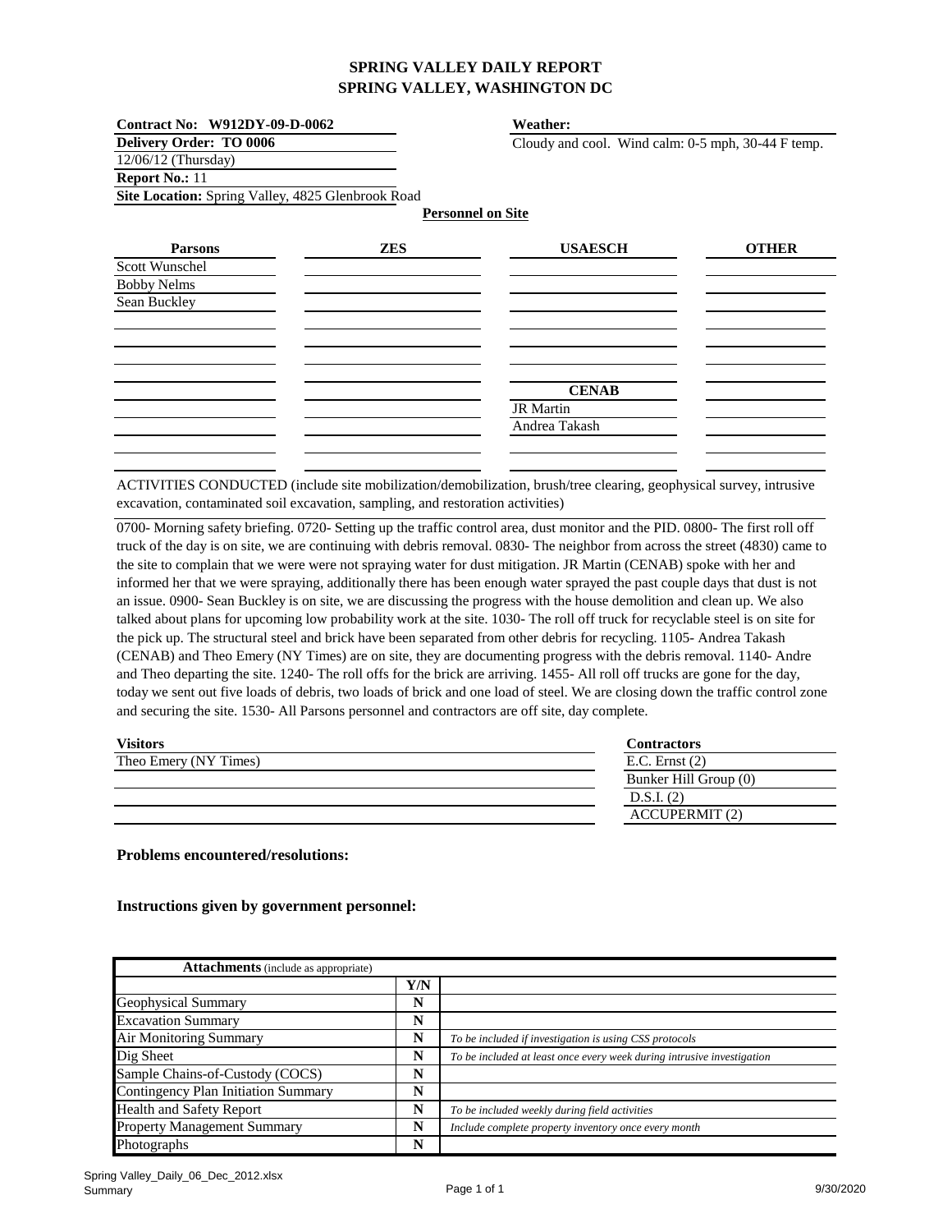# SPRING VALLEY DAILY REPORT
# SPRING VALLEY, WASHINGTON DC

**Contract No: W912DY-09-D-0062**
**Delivery Order: TO 0006**
12/06/12 (Thursday)
**Report No.:** 11
**Site Location:** Spring Valley, 4825 Glenbrook Road

**Weather:**
Cloudy and cool. Wind calm: 0-5 mph, 30-44 F temp.

**Personnel on Site**

| Parsons | ZES | USAESCH | OTHER |
|---|---|---|---|
| Scott Wunschel | | | |
| Bobby Nelms | | | |
| Sean Buckley | | | |
| | | | |
| | | | |
| | | | |
| | | **CENAB** | |
| | | JR Martin | |
| | | Andrea Takash | |
| | | | |

ACTIVITIES CONDUCTED (include site mobilization/demobilization, brush/tree clearing, geophysical survey, intrusive excavation, contaminated soil excavation, sampling, and restoration activities)

0700- Morning safety briefing. 0720- Setting up the traffic control area, dust monitor and the PID. 0800- The first roll off truck of the day is on site, we are continuing with debris removal. 0830- The neighbor from across the street (4830) came to the site to complain that we were were not spraying water for dust mitigation. JR Martin (CENAB) spoke with her and informed her that we were spraying, additionally there has been enough water sprayed the past couple days that dust is not an issue. 0900- Sean Buckley is on site, we are discussing the progress with the house demolition and clean up. We also talked about plans for upcoming low probability work at the site. 1030- The roll off truck for recyclable steel is on site for the pick up. The structural steel and brick have been separated from other debris for recycling. 1105- Andrea Takash (CENAB) and Theo Emery (NY Times) are on site, they are documenting progress with the debris removal. 1140- Andre and Theo departing the site. 1240- The roll offs for the brick are arriving. 1455- All roll off trucks are gone for the day, today we sent out five loads of debris, two loads of brick and one load of steel. We are closing down the traffic control zone and securing the site. 1530- All Parsons personnel and contractors are off site, day complete.

| Visitors |
|---|
| Theo Emery (NY Times) |

| Contractors |
|---|
| E.C. Ernst (2) |
| Bunker Hill Group (0) |
| D.S.I. (2) |
| ACCUPERMIT (2) |

**Problems encountered/resolutions:**

**Instructions given by government personnel:**

| **Attachments** (include as appropriate) | | |
|---|---|---|
| | **Y/N** | |
| Geophysical Summary | **N** | |
| Excavation Summary | **N** | |
| Air Monitoring Summary | **N** | *To be included if investigation is using CSS protocols* |
| Dig Sheet | **N** | *To be included at least once every week during intrusive investigation* |
| Sample Chains-of-Custody (COCS) | **N** | |
| Contingency Plan Initiation Summary | **N** | |
| Health and Safety Report | **N** | *To be included weekly during field activities* |
| Property Management Summary | **N** | *Include complete property inventory once every month* |
| Photographs | **N** | |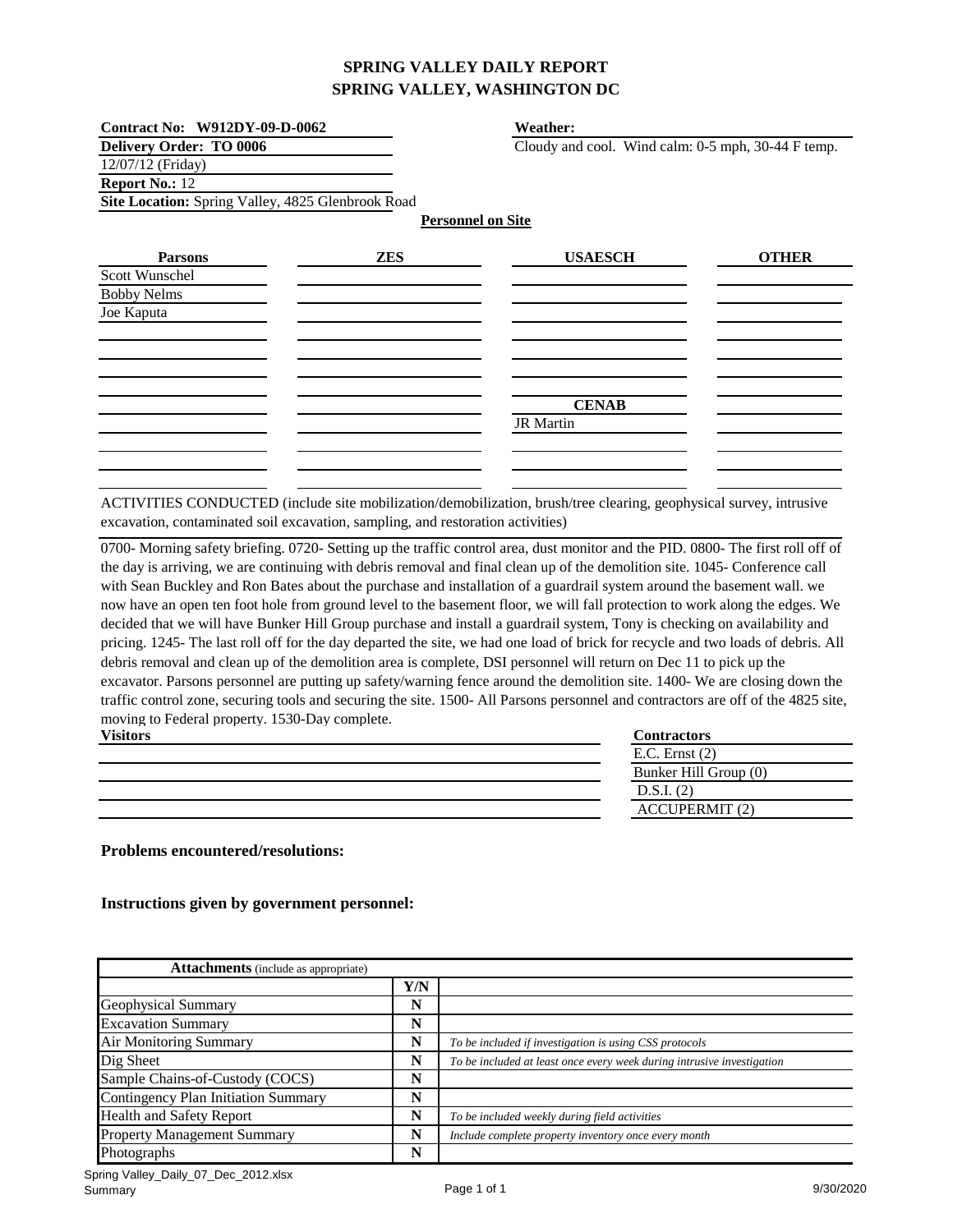# SPRING VALLEY DAILY REPORT
# SPRING VALLEY, WASHINGTON DC

**Contract No: W912DY-09-D-0062**
**Delivery Order: TO 0006**
12/07/12 (Friday)
**Report No.:** 12
**Site Location:** Spring Valley, 4825 Glenbrook Road

**Weather:**
Cloudy and cool. Wind calm: 0-5 mph, 30-44 F temp.

**Personnel on Site**

| Parsons | ZES | USAESCH | OTHER |
|---|---|---|---|
| Scott Wunschel | | | |
| Bobby Nelms | | | |
| Joe Kaputa | | | |
| | | | |
| | | | |
| | | | |
| | | **CENAB** | |
| | | JR Martin | |
| | | | |
| | | | |

ACTIVITIES CONDUCTED (include site mobilization/demobilization, brush/tree clearing, geophysical survey, intrusive excavation, contaminated soil excavation, sampling, and restoration activities)

0700- Morning safety briefing. 0720- Setting up the traffic control area, dust monitor and the PID. 0800- The first roll off of the day is arriving, we are continuing with debris removal and final clean up of the demolition site. 1045- Conference call with Sean Buckley and Ron Bates about the purchase and installation of a guardrail system around the basement wall. we now have an open ten foot hole from ground level to the basement floor, we will fall protection to work along the edges. We decided that we will have Bunker Hill Group purchase and install a guardrail system, Tony is checking on availability and pricing. 1245- The last roll off for the day departed the site, we had one load of brick for recycle and two loads of debris. All debris removal and clean up of the demolition area is complete, DSI personnel will return on Dec 11 to pick up the excavator. Parsons personnel are putting up safety/warning fence around the demolition site. 1400- We are closing down the traffic control zone, securing tools and securing the site. 1500- All Parsons personnel and contractors are off of the 4825 site, moving to Federal property. 1530-Day complete.

| Visitors | Contractors |
|---|---|
| | E.C. Ernst (2) |
| | Bunker Hill Group (0) |
| | D.S.I. (2) |
| | ACCUPERMIT (2) |

**Problems encountered/resolutions:**

**Instructions given by government personnel:**

| **Attachments** (include as appropriate) | | |
|---|---|---|
| | **Y/N** | |
| Geophysical Summary | **N** | |
| Excavation Summary | **N** | |
| Air Monitoring Summary | **N** | *To be included if investigation is using CSS protocols* |
| Dig Sheet | **N** | *To be included at least once every week during intrusive investigation* |
| Sample Chains-of-Custody (COCS) | **N** | |
| Contingency Plan Initiation Summary | **N** | |
| Health and Safety Report | **N** | *To be included weekly during field activities* |
| Property Management Summary | **N** | *Include complete property inventory once every month* |
| Photographs | **N** | |

Spring Valley_Daily_07_Dec_2012.xlsx
Summary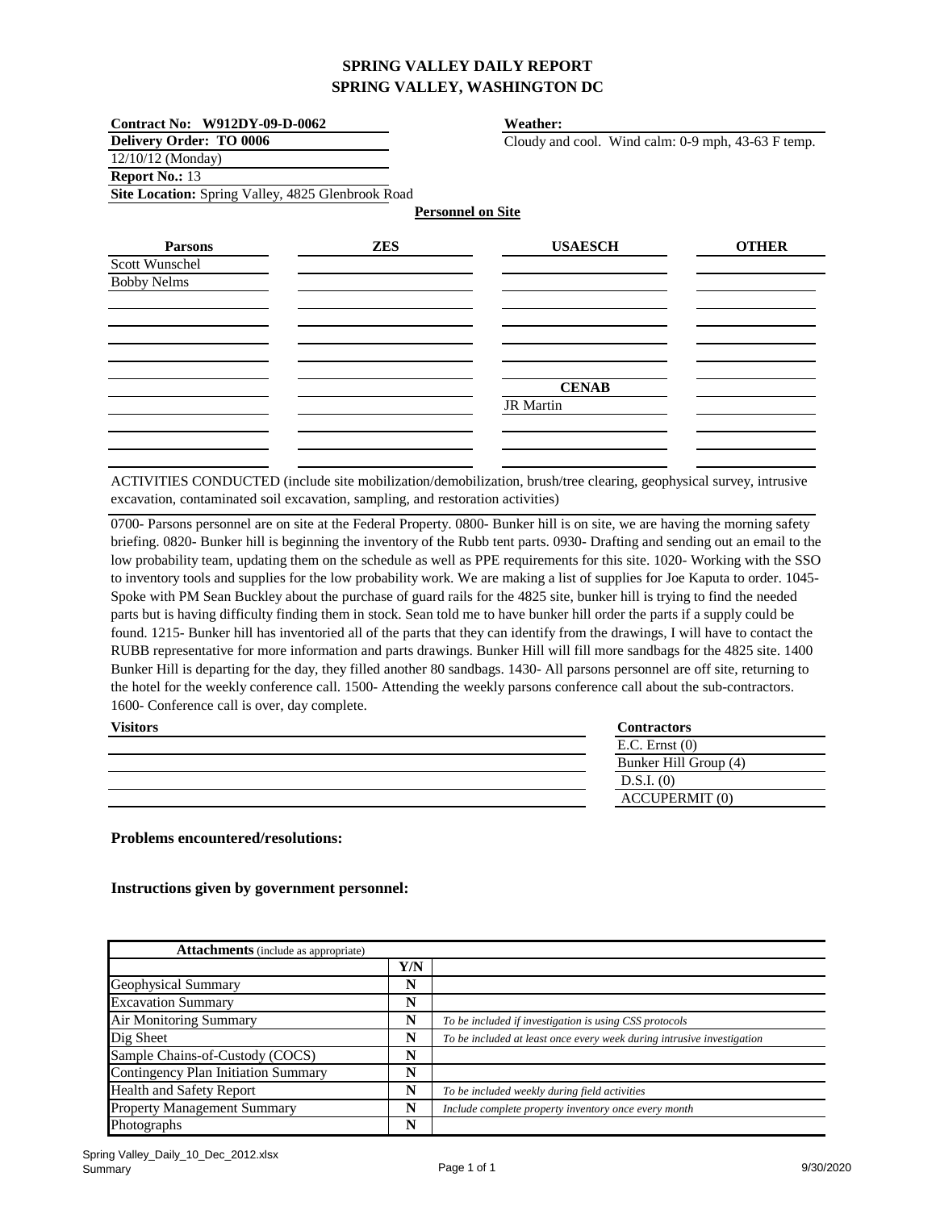# SPRING VALLEY DAILY REPORT
## SPRING VALLEY, WASHINGTON DC

**Contract No: W912DY-09-D-0062**
**Delivery Order: TO 0006**
12/10/12 (Monday)
**Report No.:** 13
**Site Location:** Spring Valley, 4825 Glenbrook Road

**Weather:**
Cloudy and cool. Wind calm: 0-9 mph, 43-63 F temp.

**Personnel on Site**

| Parsons | ZES | USAESCH | OTHER |
|---|---|---|---|
| Scott Wunschel | | | |
| Bobby Nelms | | | |
| | | **CENAB** | |
| | | JR Martin | |

ACTIVITIES CONDUCTED (include site mobilization/demobilization, brush/tree clearing, geophysical survey, intrusive excavation, contaminated soil excavation, sampling, and restoration activities)

0700- Parsons personnel are on site at the Federal Property. 0800- Bunker hill is on site, we are having the morning safety briefing. 0820- Bunker hill is beginning the inventory of the Rubb tent parts. 0930- Drafting and sending out an email to the low probability team, updating them on the schedule as well as PPE requirements for this site. 1020- Working with the SSO to inventory tools and supplies for the low probability work. We are making a list of supplies for Joe Kaputa to order. 1045- Spoke with PM Sean Buckley about the purchase of guard rails for the 4825 site, bunker hill is trying to find the needed parts but is having difficulty finding them in stock. Sean told me to have bunker hill order the parts if a supply could be found. 1215- Bunker hill has inventoried all of the parts that they can identify from the drawings, I will have to contact the RUBB representative for more information and parts drawings. Bunker Hill will fill more sandbags for the 4825 site. 1400 Bunker Hill is departing for the day, they filled another 80 sandbags. 1430- All parsons personnel are off site, returning to the hotel for the weekly conference call. 1500- Attending the weekly parsons conference call about the sub-contractors. 1600- Conference call is over, day complete.

| Visitors | Contractors |
|---|---|
| | E.C. Ernst (0) |
| | Bunker Hill Group (4) |
| | D.S.I. (0) |
| | ACCUPERMIT (0) |

**Problems encountered/resolutions:**

**Instructions given by government personnel:**

| **Attachments** (include as appropriate) | | |
|---|---|---|
| | **Y/N** | |
| Geophysical Summary | N | |
| Excavation Summary | N | |
| Air Monitoring Summary | N | *To be included if investigation is using CSS protocols* |
| Dig Sheet | N | *To be included at least once every week during intrusive investigation* |
| Sample Chains-of-Custody (COCS) | N | |
| Contingency Plan Initiation Summary | N | |
| Health and Safety Report | N | *To be included weekly during field activities* |
| Property Management Summary | N | *Include complete property inventory once every month* |
| Photographs | N | |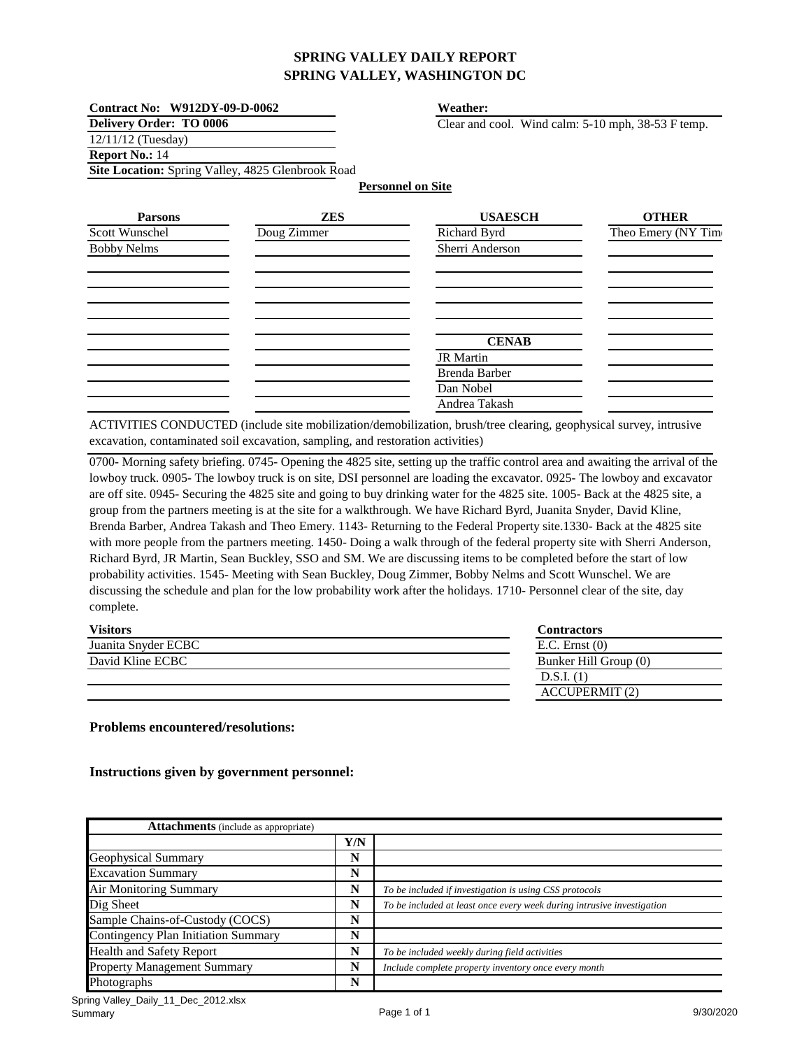# SPRING VALLEY DAILY REPORT
## SPRING VALLEY, WASHINGTON DC

**Contract No: W912DY-09-D-0062**
**Delivery Order: TO 0006**
12/11/12 (Tuesday)
**Report No.:** 14
**Site Location:** Spring Valley, 4825 Glenbrook Road

**Weather:**
Clear and cool. Wind calm: 5-10 mph, 38-53 F temp.

**Personnel on Site**

| Parsons | ZES | USAESCH | OTHER |
|---|---|---|---|
| Scott Wunschel | Doug Zimmer | Richard Byrd | Theo Emery (NY Tim |
| Bobby Nelms | | Sherri Anderson | |
| | | **CENAB** | |
| | | JR Martin | |
| | | Brenda Barber | |
| | | Dan Nobel | |
| | | Andrea Takash | |

ACTIVITIES CONDUCTED (include site mobilization/demobilization, brush/tree clearing, geophysical survey, intrusive excavation, contaminated soil excavation, sampling, and restoration activities)

0700- Morning safety briefing. 0745- Opening the 4825 site, setting up the traffic control area and awaiting the arrival of the lowboy truck. 0905- The lowboy truck is on site, DSI personnel are loading the excavator. 0925- The lowboy and excavator are off site. 0945- Securing the 4825 site and going to buy drinking water for the 4825 site. 1005- Back at the 4825 site, a group from the partners meeting is at the site for a walkthrough. We have Richard Byrd, Juanita Snyder, David Kline, Brenda Barber, Andrea Takash and Theo Emery. 1143- Returning to the Federal Property site.1330- Back at the 4825 site with more people from the partners meeting. 1450- Doing a walk through of the federal property site with Sherri Anderson, Richard Byrd, JR Martin, Sean Buckley, SSO and SM. We are discussing items to be completed before the start of low probability activities. 1545- Meeting with Sean Buckley, Doug Zimmer, Bobby Nelms and Scott Wunschel. We are discussing the schedule and plan for the low probability work after the holidays. 1710- Personnel clear of the site, day complete.

| Visitors | Contractors |
|---|---|
| Juanita Snyder ECBC | E.C. Ernst (0) |
| David Kline ECBC | Bunker Hill Group (0) |
| | D.S.I. (1) |
| | ACCUPERMIT (2) |

**Problems encountered/resolutions:**

**Instructions given by government personnel:**

| **Attachments** (include as appropriate) | | |
|---|---|---|
| | **Y/N** | |
| Geophysical Summary | **N** | |
| Excavation Summary | **N** | |
| Air Monitoring Summary | **N** | *To be included if investigation is using CSS protocols* |
| Dig Sheet | **N** | *To be included at least once every week during intrusive investigation* |
| Sample Chains-of-Custody (COCS) | **N** | |
| Contingency Plan Initiation Summary | **N** | |
| Health and Safety Report | **N** | *To be included weekly during field activities* |
| Property Management Summary | **N** | *Include complete property inventory once every month* |
| Photographs | **N** | |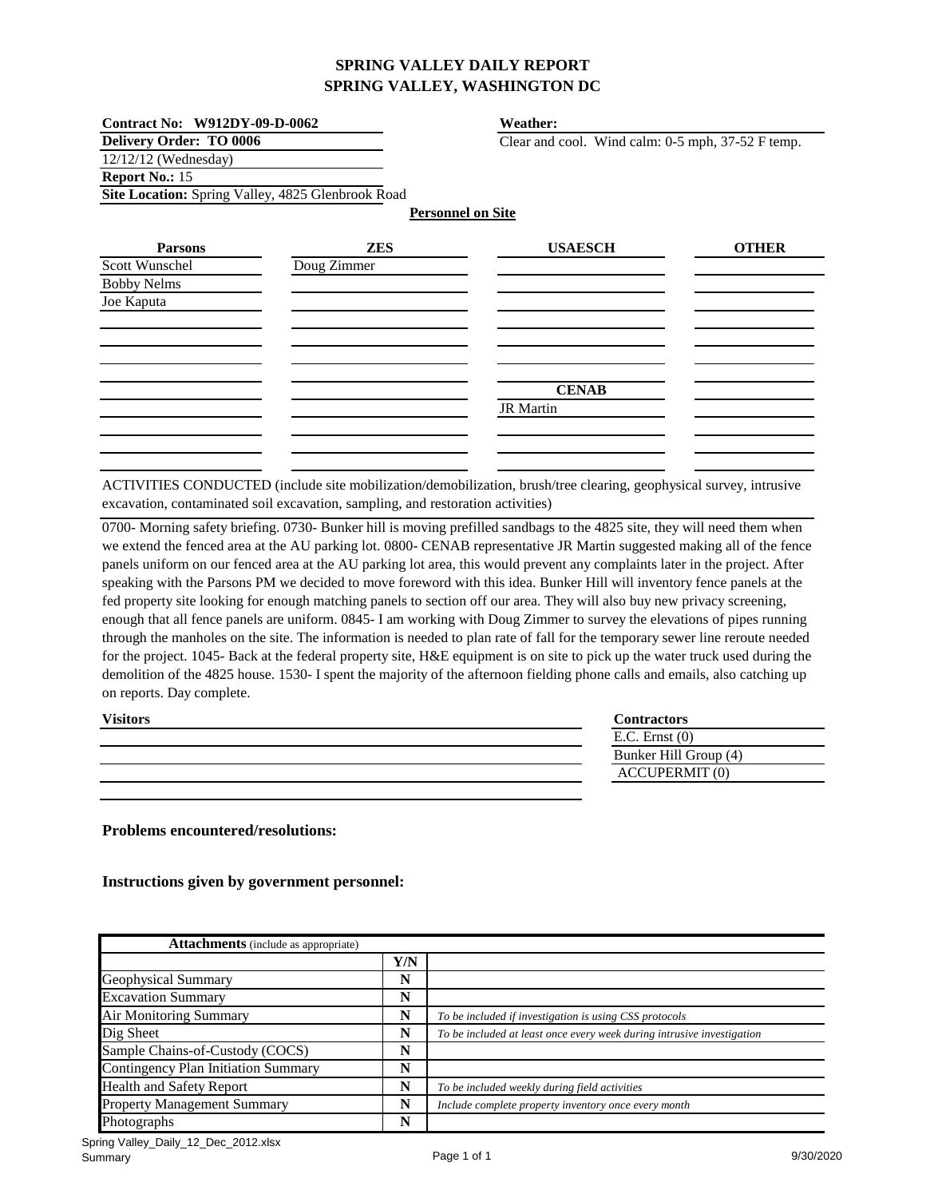# SPRING VALLEY DAILY REPORT
## SPRING VALLEY, WASHINGTON DC

**Contract No: W912DY-09-D-0062**
**Delivery Order: TO 0006**
12/12/12 (Wednesday)
**Report No.:** 15
**Site Location:** Spring Valley, 4825 Glenbrook Road

**Weather:**
Clear and cool. Wind calm: 0-5 mph, 37-52 F temp.

**Personnel on Site**

| Parsons | ZES | USAESCH | OTHER |
|---|---|---|---|
| Scott Wunschel | Doug Zimmer | | |
| Bobby Nelms | | | |
| Joe Kaputa | | | |
| | | **CENAB** | |
| | | JR Martin | |

ACTIVITIES CONDUCTED (include site mobilization/demobilization, brush/tree clearing, geophysical survey, intrusive excavation, contaminated soil excavation, sampling, and restoration activities)

0700- Morning safety briefing. 0730- Bunker hill is moving prefilled sandbags to the 4825 site, they will need them when we extend the fenced area at the AU parking lot. 0800- CENAB representative JR Martin suggested making all of the fence panels uniform on our fenced area at the AU parking lot area, this would prevent any complaints later in the project. After speaking with the Parsons PM we decided to move foreword with this idea. Bunker Hill will inventory fence panels at the fed property site looking for enough matching panels to section off our area. They will also buy new privacy screening, enough that all fence panels are uniform. 0845- I am working with Doug Zimmer to survey the elevations of pipes running through the manholes on the site. The information is needed to plan rate of fall for the temporary sewer line reroute needed for the project. 1045- Back at the federal property site, H&E equipment is on site to pick up the water truck used during the demolition of the 4825 house. 1530- I spent the majority of the afternoon fielding phone calls and emails, also catching up on reports. Day complete.

| Visitors | Contractors |
|---|---|
| | E.C. Ernst (0) |
| | Bunker Hill Group (4) |
| | ACCUPERMIT (0) |

**Problems encountered/resolutions:**

**Instructions given by government personnel:**

| **Attachments** (include as appropriate) | Y/N | |
|---|---|---|
| Geophysical Summary | N | |
| Excavation Summary | N | |
| Air Monitoring Summary | N | *To be included if investigation is using CSS protocols* |
| Dig Sheet | N | *To be included at least once every week during intrusive investigation* |
| Sample Chains-of-Custody (COCS) | N | |
| Contingency Plan Initiation Summary | N | |
| Health and Safety Report | N | *To be included weekly during field activities* |
| Property Management Summary | N | *Include complete property inventory once every month* |
| Photographs | N | |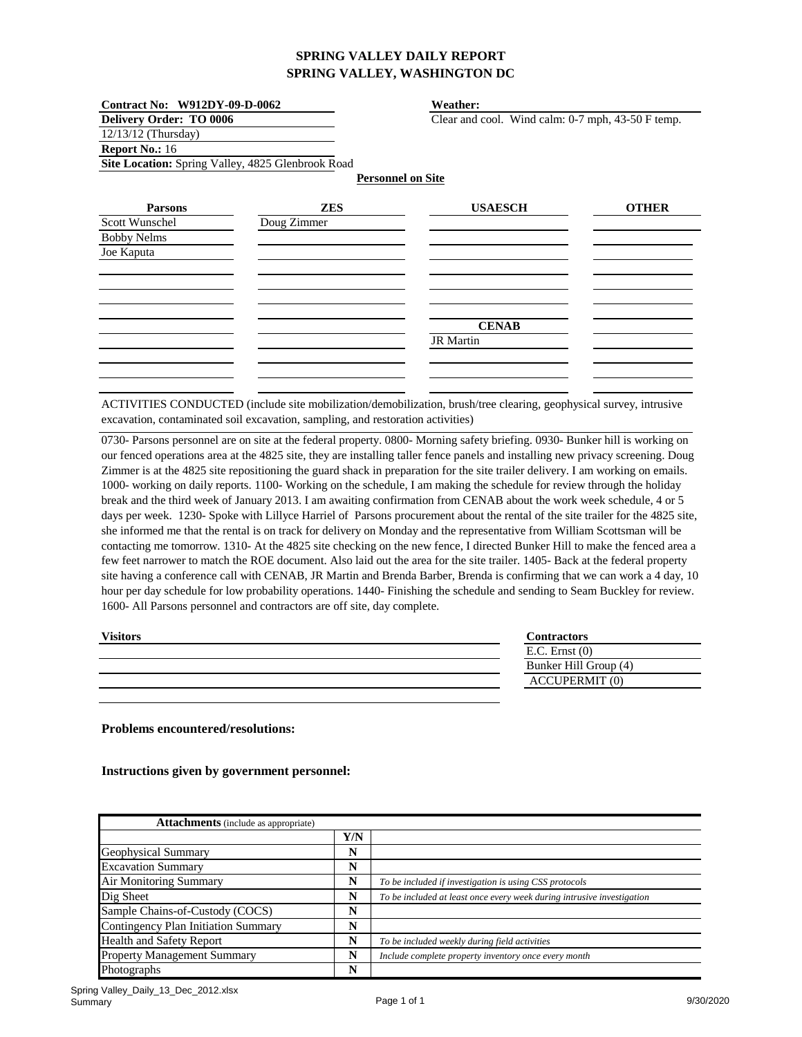# SPRING VALLEY DAILY REPORT
# SPRING VALLEY, WASHINGTON DC

**Contract No: W912DY-09-D-0062**
**Delivery Order: TO 0006**
12/13/12 (Thursday)
**Report No.:** 16
**Site Location:** Spring Valley, 4825 Glenbrook Road

**Weather:**
Clear and cool. Wind calm: 0-7 mph, 43-50 F temp.

**Personnel on Site**

| Parsons | ZES | USAESCH | OTHER |
|---|---|---|---|
| Scott Wunschel | Doug Zimmer | | |
| Bobby Nelms | | | |
| Joe Kaputa | | | |
| | | **CENAB** | |
| | | JR Martin | |

ACTIVITIES CONDUCTED (include site mobilization/demobilization, brush/tree clearing, geophysical survey, intrusive excavation, contaminated soil excavation, sampling, and restoration activities)

0730- Parsons personnel are on site at the federal property. 0800- Morning safety briefing. 0930- Bunker hill is working on our fenced operations area at the 4825 site, they are installing taller fence panels and installing new privacy screening. Doug Zimmer is at the 4825 site repositioning the guard shack in preparation for the site trailer delivery. I am working on emails. 1000- working on daily reports. 1100- Working on the schedule, I am making the schedule for review through the holiday break and the third week of January 2013. I am awaiting confirmation from CENAB about the work week schedule, 4 or 5 days per week. 1230- Spoke with Lillyce Harriel of Parsons procurement about the rental of the site trailer for the 4825 site, she informed me that the rental is on track for delivery on Monday and the representative from William Scottsman will be contacting me tomorrow. 1310- At the 4825 site checking on the new fence, I directed Bunker Hill to make the fenced area a few feet narrower to match the ROE document. Also laid out the area for the site trailer. 1405- Back at the federal property site having a conference call with CENAB, JR Martin and Brenda Barber, Brenda is confirming that we can work a 4 day, 10 hour per day schedule for low probability operations. 1440- Finishing the schedule and sending to Seam Buckley for review. 1600- All Parsons personnel and contractors are off site, day complete.

**Visitors**

**Contractors**
E.C. Ernst (0)
Bunker Hill Group (4)
ACCUPERMIT (0)

**Problems encountered/resolutions:**

**Instructions given by government personnel:**

| **Attachments** (include as appropriate) | Y/N | |
|---|---|---|
| Geophysical Summary | N | |
| Excavation Summary | N | |
| Air Monitoring Summary | N | *To be included if investigation is using CSS protocols* |
| Dig Sheet | N | *To be included at least once every week during intrusive investigation* |
| Sample Chains-of-Custody (COCS) | N | |
| Contingency Plan Initiation Summary | N | |
| Health and Safety Report | N | *To be included weekly during field activities* |
| Property Management Summary | N | *Include complete property inventory once every month* |
| Photographs | N | |

Spring Valley_Daily_13_Dec_2012.xlsx
Summary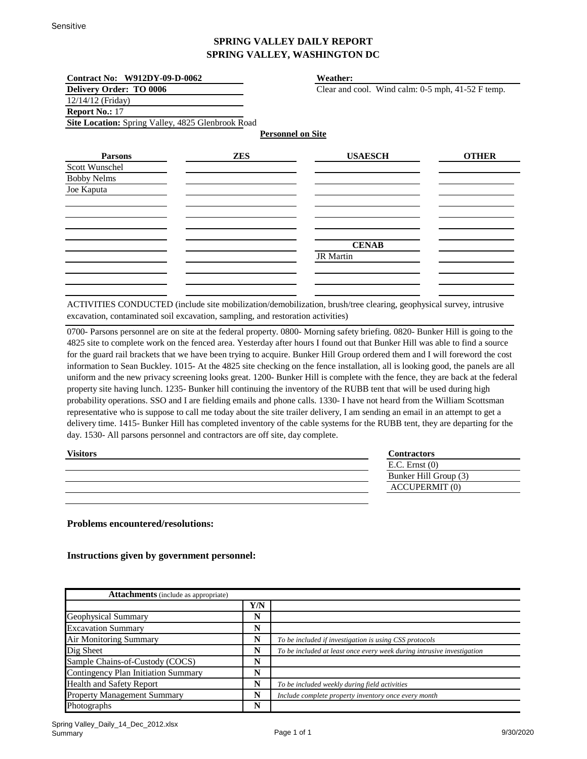Sensitive

# SPRING VALLEY DAILY REPORT
# SPRING VALLEY, WASHINGTON DC

**Contract No: W912DY-09-D-0062**
**Delivery Order: TO 0006**
12/14/12 (Friday)
**Report No.:** 17
**Site Location:** Spring Valley, 4825 Glenbrook Road

**Weather:**
Clear and cool. Wind calm: 0-5 mph, 41-52 F temp.

**Personnel on Site**

| Parsons | ZES | USAESCH | OTHER |
|---|---|---|---|
| Scott Wunschel | | | |
| Bobby Nelms | | | |
| Joe Kaputa | | | |
| | | **CENAB** | |
| | | JR Martin | |

ACTIVITIES CONDUCTED (include site mobilization/demobilization, brush/tree clearing, geophysical survey, intrusive excavation, contaminated soil excavation, sampling, and restoration activities)

0700- Parsons personnel are on site at the federal property. 0800- Morning safety briefing. 0820- Bunker Hill is going to the 4825 site to complete work on the fenced area. Yesterday after hours I found out that Bunker Hill was able to find a source for the guard rail brackets that we have been trying to acquire. Bunker Hill Group ordered them and I will foreword the cost information to Sean Buckley. 1015- At the 4825 site checking on the fence installation, all is looking good, the panels are all uniform and the new privacy screening looks great. 1200- Bunker Hill is complete with the fence, they are back at the federal property site having lunch. 1235- Bunker hill continuing the inventory of the RUBB tent that will be used during high probability operations. SSO and I are fielding emails and phone calls. 1330- I have not heard from the William Scottsman representative who is suppose to call me today about the site trailer delivery, I am sending an email in an attempt to get a delivery time. 1415- Bunker Hill has completed inventory of the cable systems for the RUBB tent, they are departing for the day. 1530- All parsons personnel and contractors are off site, day complete.

**Visitors**

**Contractors**
E.C. Ernst (0)
Bunker Hill Group (3)
ACCUPERMIT (0)

**Problems encountered/resolutions:**

**Instructions given by government personnel:**

| **Attachments** (include as appropriate) | Y/N | |
|---|---|---|
| Geophysical Summary | N | |
| Excavation Summary | N | |
| Air Monitoring Summary | N | *To be included if investigation is using CSS protocols* |
| Dig Sheet | N | *To be included at least once every week during intrusive investigation* |
| Sample Chains-of-Custody (COCS) | N | |
| Contingency Plan Initiation Summary | N | |
| Health and Safety Report | N | *To be included weekly during field activities* |
| Property Management Summary | N | *Include complete property inventory once every month* |
| Photographs | N | |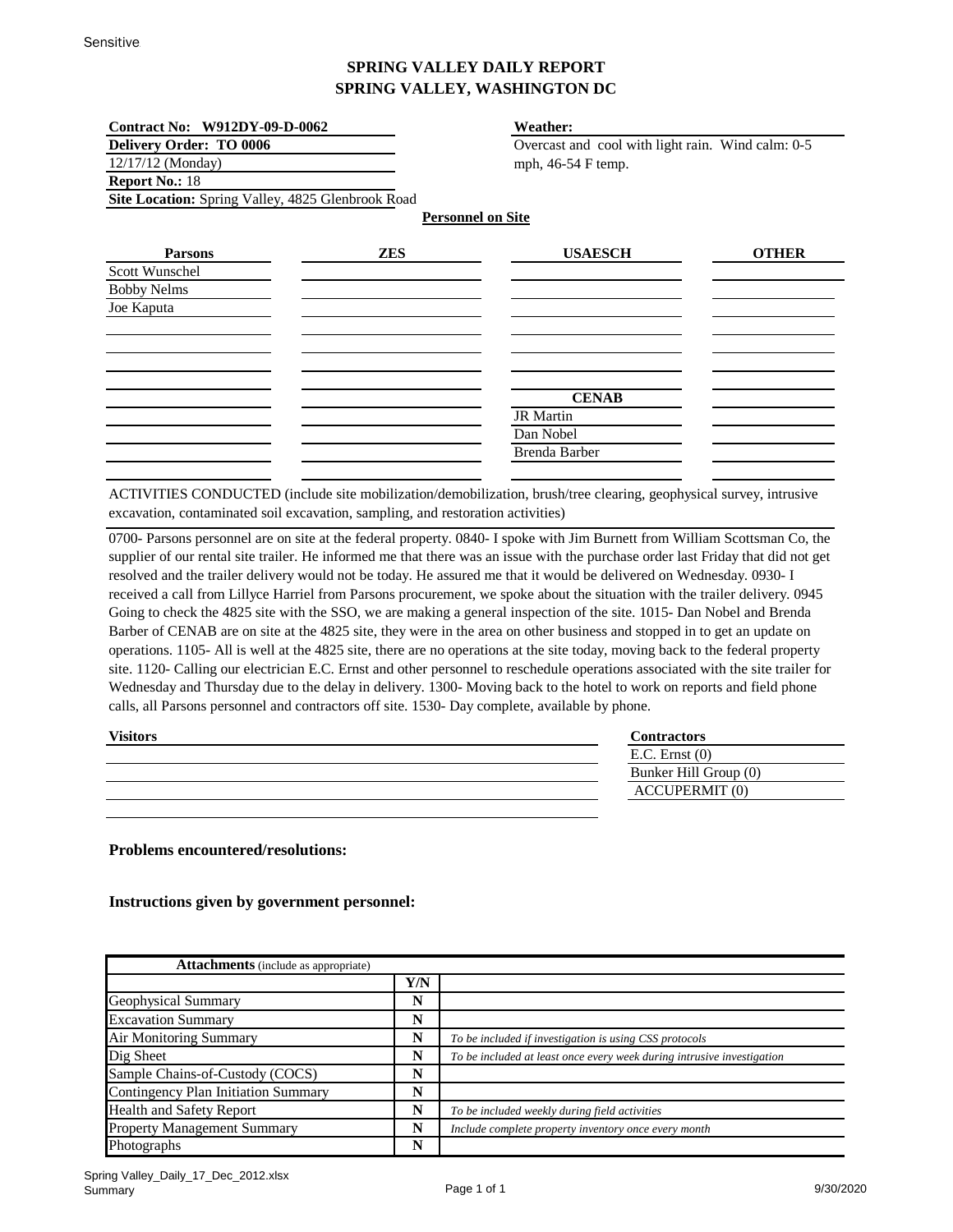# SPRING VALLEY DAILY REPORT
## SPRING VALLEY, WASHINGTON DC

**Contract No: W912DY-09-D-0062**
**Delivery Order: TO 0006**
12/17/12 (Monday)
**Report No.:** 18
**Site Location:** Spring Valley, 4825 Glenbrook Road

**Weather:**
Overcast and cool with light rain. Wind calm: 0-5 mph, 46-54 F temp.

**Personnel on Site**

| Parsons | ZES | USAESCH | OTHER |
|---|---|---|---|
| Scott Wunschel | | | |
| Bobby Nelms | | | |
| Joe Kaputa | | | |
| | | | |
| | | | |
| | | | |
| | | **CENAB** | |
| | | JR Martin | |
| | | Dan Nobel | |
| | | Brenda Barber | |

ACTIVITIES CONDUCTED (include site mobilization/demobilization, brush/tree clearing, geophysical survey, intrusive excavation, contaminated soil excavation, sampling, and restoration activities)

0700- Parsons personnel are on site at the federal property. 0840- I spoke with Jim Burnett from William Scottsman Co, the supplier of our rental site trailer. He informed me that there was an issue with the purchase order last Friday that did not get resolved and the trailer delivery would not be today. He assured me that it would be delivered on Wednesday. 0930- I received a call from Lillyce Harriel from Parsons procurement, we spoke about the situation with the trailer delivery. 0945 Going to check the 4825 site with the SSO, we are making a general inspection of the site. 1015- Dan Nobel and Brenda Barber of CENAB are on site at the 4825 site, they were in the area on other business and stopped in to get an update on operations. 1105- All is well at the 4825 site, there are no operations at the site today, moving back to the federal property site. 1120- Calling our electrician E.C. Ernst and other personnel to reschedule operations associated with the site trailer for Wednesday and Thursday due to the delay in delivery. 1300- Moving back to the hotel to work on reports and field phone calls, all Parsons personnel and contractors off site. 1530- Day complete, available by phone.

| Visitors | Contractors |
|---|---|
| | E.C. Ernst (0) |
| | Bunker Hill Group (0) |
| | ACCUPERMIT (0) |

**Problems encountered/resolutions:**

**Instructions given by government personnel:**

| **Attachments** (include as appropriate) | Y/N | |
|---|---|---|
| Geophysical Summary | N | |
| Excavation Summary | N | |
| Air Monitoring Summary | N | *To be included if investigation is using CSS protocols* |
| Dig Sheet | N | *To be included at least once every week during intrusive investigation* |
| Sample Chains-of-Custody (COCS) | N | |
| Contingency Plan Initiation Summary | N | |
| Health and Safety Report | N | *To be included weekly during field activities* |
| Property Management Summary | N | *Include complete property inventory once every month* |
| Photographs | N | |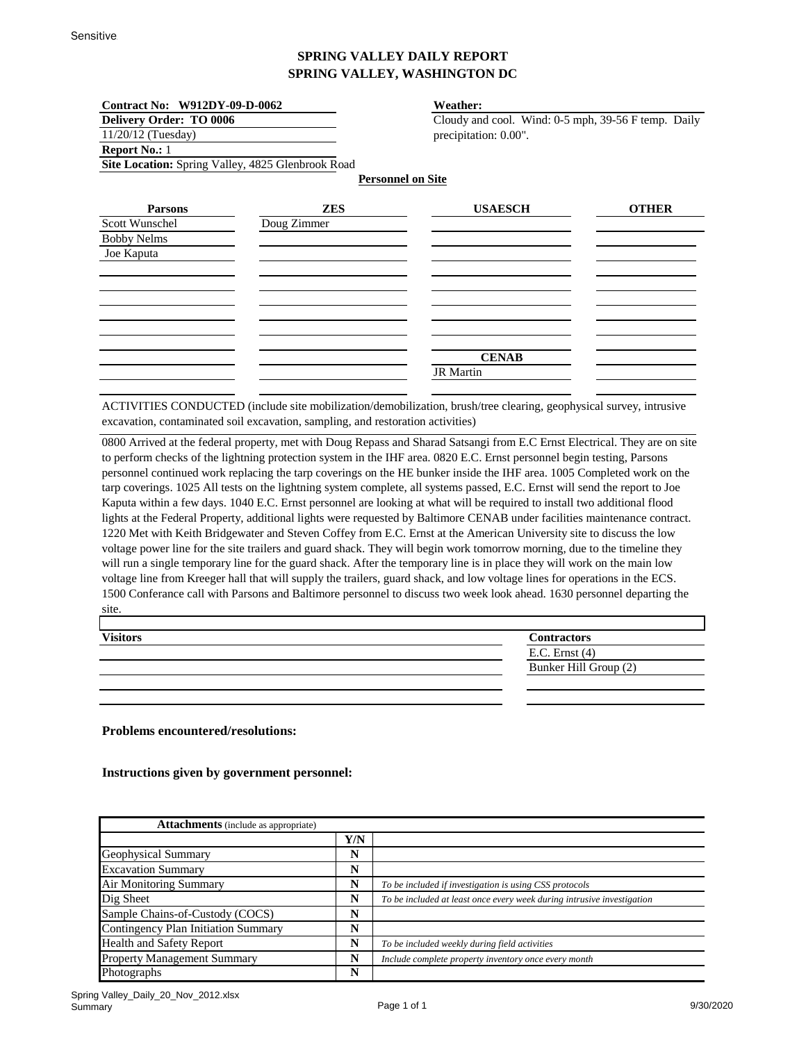Sensitive

# SPRING VALLEY DAILY REPORT
# SPRING VALLEY, WASHINGTON DC

**Contract No: W912DY-09-D-0062**
**Delivery Order: TO 0006**
11/20/12 (Tuesday)
**Report No.:** 1
**Site Location:** Spring Valley, 4825 Glenbrook Road

**Weather:**
Cloudy and cool. Wind: 0-5 mph, 39-56 F temp. Daily precipitation: 0.00".

**Personnel on Site**

| Parsons | ZES | USAESCH | OTHER |
|---|---|---|---|
| Scott Wunschel | Doug Zimmer | | |
| Bobby Nelms | | | |
| Joe Kaputa | | | |
| | | **CENAB** | |
| | | JR Martin | |

ACTIVITIES CONDUCTED (include site mobilization/demobilization, brush/tree clearing, geophysical survey, intrusive excavation, contaminated soil excavation, sampling, and restoration activities)

0800 Arrived at the federal property, met with Doug Repass and Sharad Satsangi from E.C Ernst Electrical. They are on site to perform checks of the lightning protection system in the IHF area. 0820 E.C. Ernst personnel begin testing, Parsons personnel continued work replacing the tarp coverings on the HE bunker inside the IHF area. 1005 Completed work on the tarp coverings. 1025 All tests on the lightning system complete, all systems passed, E.C. Ernst will send the report to Joe Kaputa within a few days. 1040 E.C. Ernst personnel are looking at what will be required to install two additional flood lights at the Federal Property, additional lights were requested by Baltimore CENAB under facilities maintenance contract. 1220 Met with Keith Bridgewater and Steven Coffey from E.C. Ernst at the American University site to discuss the low voltage power line for the site trailers and guard shack. They will begin work tomorrow morning, due to the timeline they will run a single temporary line for the guard shack. After the temporary line is in place they will work on the main low voltage line from Kreeger hall that will supply the trailers, guard shack, and low voltage lines for operations in the ECS. 1500 Conferance call with Parsons and Baltimore personnel to discuss two week look ahead. 1630 personnel departing the site.

| Visitors | Contractors |
|---|---|
| | E.C. Ernst (4) |
| | Bunker Hill Group (2) |

**Problems encountered/resolutions:**

**Instructions given by government personnel:**

| **Attachments** (include as appropriate) | Y/N | |
|---|---|---|
| Geophysical Summary | N | |
| Excavation Summary | N | |
| Air Monitoring Summary | N | *To be included if investigation is using CSS protocols* |
| Dig Sheet | N | *To be included at least once every week during intrusive investigation* |
| Sample Chains-of-Custody (COCS) | N | |
| Contingency Plan Initiation Summary | N | |
| Health and Safety Report | N | *To be included weekly during field activities* |
| Property Management Summary | N | *Include complete property inventory once every month* |
| Photographs | N | |

Spring Valley_Daily_20_Nov_2012.xlsx
Summary
9/30/2020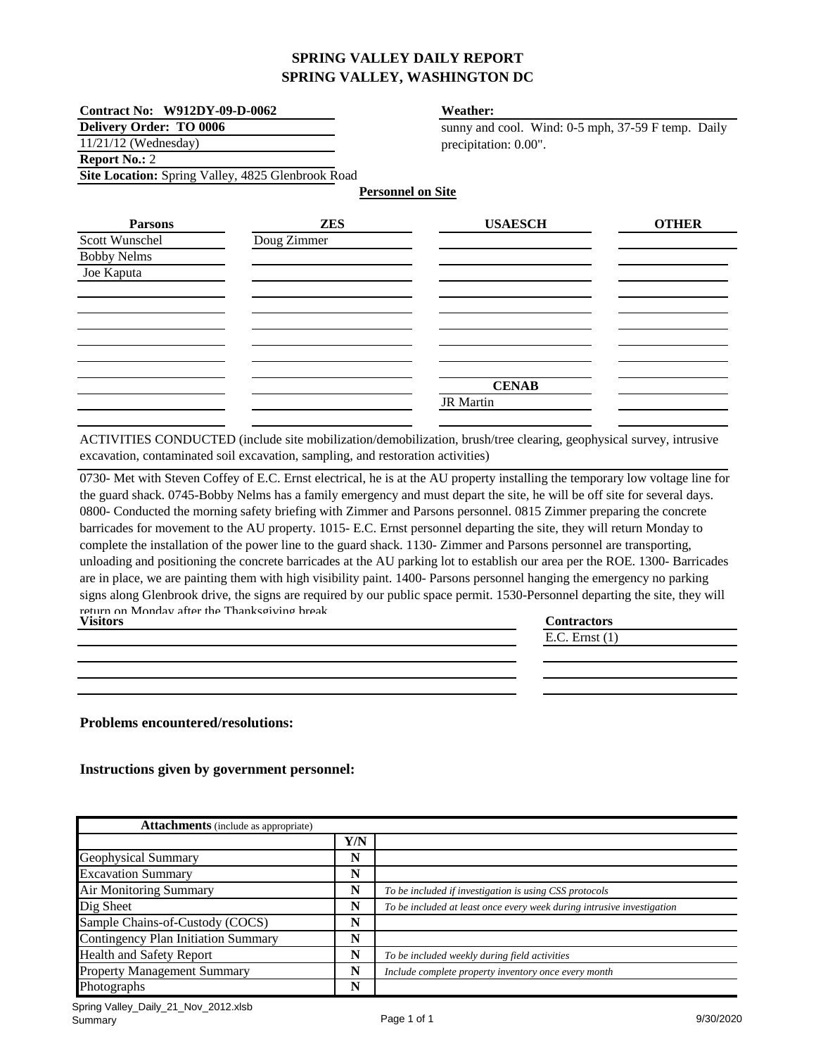# SPRING VALLEY DAILY REPORT
# SPRING VALLEY, WASHINGTON DC

**Contract No: W912DY-09-D-0062**
**Delivery Order: TO 0006**
11/21/12 (Wednesday)
**Report No.:** 2
**Site Location:** Spring Valley, 4825 Glenbrook Road

**Weather:**
sunny and cool. Wind: 0-5 mph, 37-59 F temp. Daily precipitation: 0.00".

**Personnel on Site**

| Parsons | ZES | USAESCH | OTHER |
|---|---|---|---|
| Scott Wunschel | Doug Zimmer | | |
| Bobby Nelms | | | |
| Joe Kaputa | | | |
| | | **CENAB** | |
| | | JR Martin | |

ACTIVITIES CONDUCTED (include site mobilization/demobilization, brush/tree clearing, geophysical survey, intrusive excavation, contaminated soil excavation, sampling, and restoration activities)

0730- Met with Steven Coffey of E.C. Ernst electrical, he is at the AU property installing the temporary low voltage line for the guard shack. 0745-Bobby Nelms has a family emergency and must depart the site, he will be off site for several days. 0800- Conducted the morning safety briefing with Zimmer and Parsons personnel. 0815 Zimmer preparing the concrete barricades for movement to the AU property. 1015- E.C. Ernst personnel departing the site, they will return Monday to complete the installation of the power line to the guard shack. 1130- Zimmer and Parsons personnel are transporting, unloading and positioning the concrete barricades at the AU parking lot to establish our area per the ROE. 1300- Barricades are in place, we are painting them with high visibility paint. 1400- Parsons personnel hanging the emergency no parking signs along Glenbrook drive, the signs are required by our public space permit. 1530-Personnel departing the site, they will return on Monday after the Thanksgiving break.

| Visitors | Contractors |
|---|---|
| | E.C. Ernst (1) |

**Problems encountered/resolutions:**

**Instructions given by government personnel:**

| **Attachments** (include as appropriate) | | |
|---|---|---|
| | **Y/N** | |
| Geophysical Summary | **N** | |
| Excavation Summary | **N** | |
| Air Monitoring Summary | **N** | *To be included if investigation is using CSS protocols* |
| Dig Sheet | **N** | *To be included at least once every week during intrusive investigation* |
| Sample Chains-of-Custody (COCS) | **N** | |
| Contingency Plan Initiation Summary | **N** | |
| Health and Safety Report | **N** | *To be included weekly during field activities* |
| Property Management Summary | **N** | *Include complete property inventory once every month* |
| Photographs | **N** | |

Spring Valley_Daily_21_Nov_2012.xlsb
Summary
9/30/2020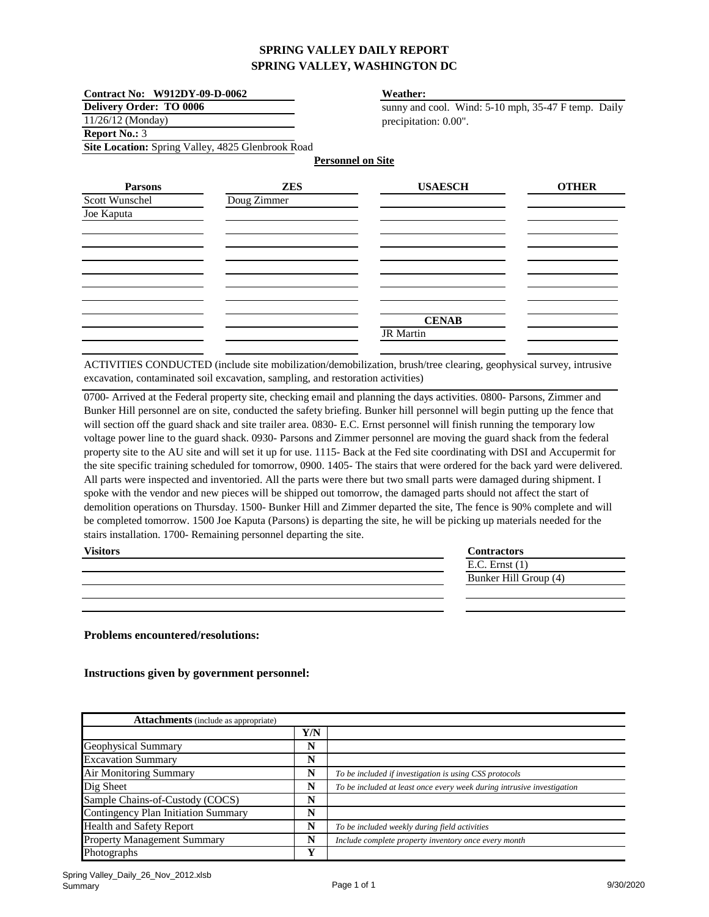# SPRING VALLEY DAILY REPORT
# SPRING VALLEY, WASHINGTON DC

**Contract No: W912DY-09-D-0062**
**Delivery Order: TO 0006**
11/26/12 (Monday)
**Report No.:** 3
**Site Location:** Spring Valley, 4825 Glenbrook Road

**Weather:**
sunny and cool. Wind: 5-10 mph, 35-47 F temp. Daily precipitation: 0.00".

**Personnel on Site**

| Parsons | ZES | USAESCH | OTHER |
|---|---|---|---|
| Scott Wunschel | Doug Zimmer | | |
| Joe Kaputa | | | |
| | | **CENAB** | |
| | | JR Martin | |

ACTIVITIES CONDUCTED (include site mobilization/demobilization, brush/tree clearing, geophysical survey, intrusive excavation, contaminated soil excavation, sampling, and restoration activities)

0700- Arrived at the Federal property site, checking email and planning the days activities. 0800- Parsons, Zimmer and Bunker Hill personnel are on site, conducted the safety briefing. Bunker hill personnel will begin putting up the fence that will section off the guard shack and site trailer area. 0830- E.C. Ernst personnel will finish running the temporary low voltage power line to the guard shack. 0930- Parsons and Zimmer personnel are moving the guard shack from the federal property site to the AU site and will set it up for use. 1115- Back at the Fed site coordinating with DSI and Accupermit for the site specific training scheduled for tomorrow, 0900. 1405- The stairs that were ordered for the back yard were delivered. All parts were inspected and inventoried. All the parts were there but two small parts were damaged during shipment. I spoke with the vendor and new pieces will be shipped out tomorrow, the damaged parts should not affect the start of demolition operations on Thursday. 1500- Bunker Hill and Zimmer departed the site, The fence is 90% complete and will be completed tomorrow. 1500 Joe Kaputa (Parsons) is departing the site, he will be picking up materials needed for the stairs installation. 1700- Remaining personnel departing the site.

| Visitors | Contractors |
|---|---|
| | E.C. Ernst (1) |
| | Bunker Hill Group (4) |

**Problems encountered/resolutions:**

**Instructions given by government personnel:**

| **Attachments** (include as appropriate) | Y/N | |
|---|---|---|
| Geophysical Summary | N | |
| Excavation Summary | N | |
| Air Monitoring Summary | N | *To be included if investigation is using CSS protocols* |
| Dig Sheet | N | *To be included at least once every week during intrusive investigation* |
| Sample Chains-of-Custody (COCS) | N | |
| Contingency Plan Initiation Summary | N | |
| Health and Safety Report | N | *To be included weekly during field activities* |
| Property Management Summary | N | *Include complete property inventory once every month* |
| Photographs | Y | |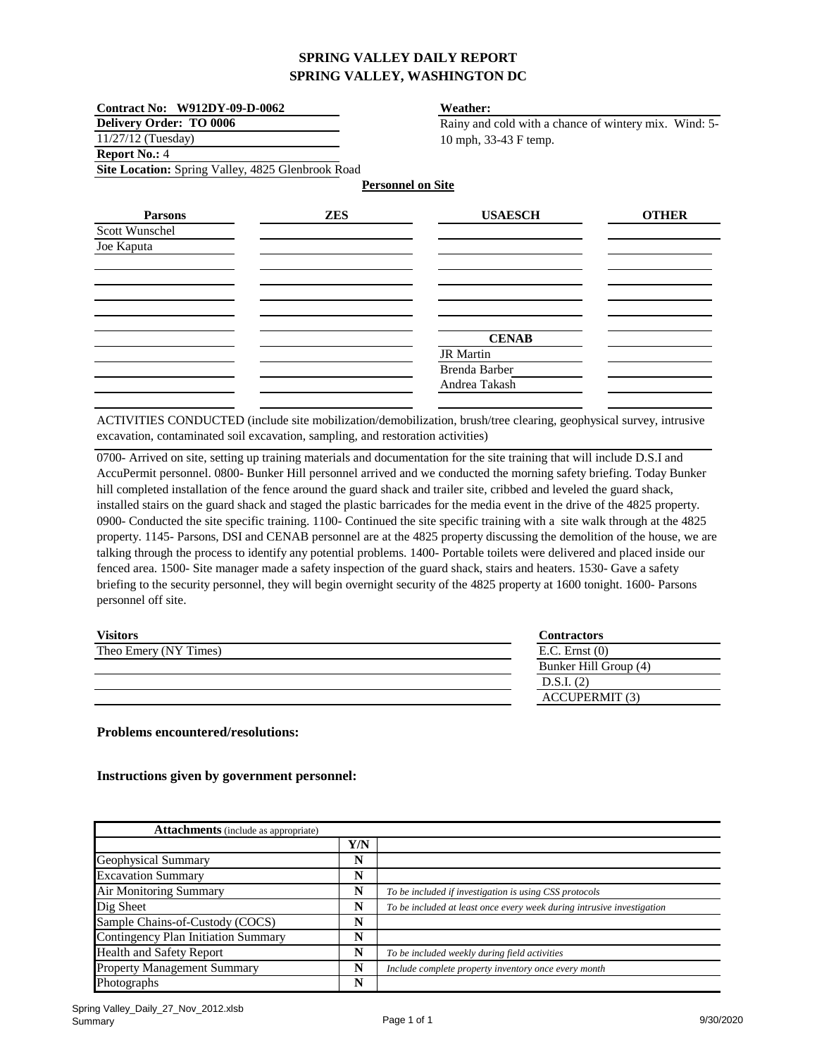# SPRING VALLEY DAILY REPORT
# SPRING VALLEY, WASHINGTON DC

**Contract No: W912DY-09-D-0062**
**Delivery Order: TO 0006**
11/27/12 (Tuesday)
**Report No.:** 4
**Site Location:** Spring Valley, 4825 Glenbrook Road

**Weather:**
Rainy and cold with a chance of wintery mix. Wind: 5-10 mph, 33-43 F temp.

**Personnel on Site**

| Parsons | ZES | USAESCH | OTHER |
|---|---|---|---|
| Scott Wunschel | | | |
| Joe Kaputa | | | |
| | | **CENAB** | |
| | | JR Martin | |
| | | Brenda Barber | |
| | | Andrea Takash | |

ACTIVITIES CONDUCTED (include site mobilization/demobilization, brush/tree clearing, geophysical survey, intrusive excavation, contaminated soil excavation, sampling, and restoration activities)

0700- Arrived on site, setting up training materials and documentation for the site training that will include D.S.I and AccuPermit personnel. 0800- Bunker Hill personnel arrived and we conducted the morning safety briefing. Today Bunker hill completed installation of the fence around the guard shack and trailer site, cribbed and leveled the guard shack, installed stairs on the guard shack and staged the plastic barricades for the media event in the drive of the 4825 property. 0900- Conducted the site specific training. 1100- Continued the site specific training with a site walk through at the 4825 property. 1145- Parsons, DSI and CENAB personnel are at the 4825 property discussing the demolition of the house, we are talking through the process to identify any potential problems. 1400- Portable toilets were delivered and placed inside our fenced area. 1500- Site manager made a safety inspection of the guard shack, stairs and heaters. 1530- Gave a safety briefing to the security personnel, they will begin overnight security of the 4825 property at 1600 tonight. 1600- Parsons personnel off site.

| Visitors | Contractors |
|---|---|
| Theo Emery (NY Times) | E.C. Ernst (0) |
| | Bunker Hill Group (4) |
| | D.S.I. (2) |
| | ACCUPERMIT (3) |

**Problems encountered/resolutions:**

**Instructions given by government personnel:**

| **Attachments** (include as appropriate) | Y/N | |
|---|---|---|
| Geophysical Summary | N | |
| Excavation Summary | N | |
| Air Monitoring Summary | N | *To be included if investigation is using CSS protocols* |
| Dig Sheet | N | *To be included at least once every week during intrusive investigation* |
| Sample Chains-of-Custody (COCS) | N | |
| Contingency Plan Initiation Summary | N | |
| Health and Safety Report | N | *To be included weekly during field activities* |
| Property Management Summary | N | *Include complete property inventory once every month* |
| Photographs | N | |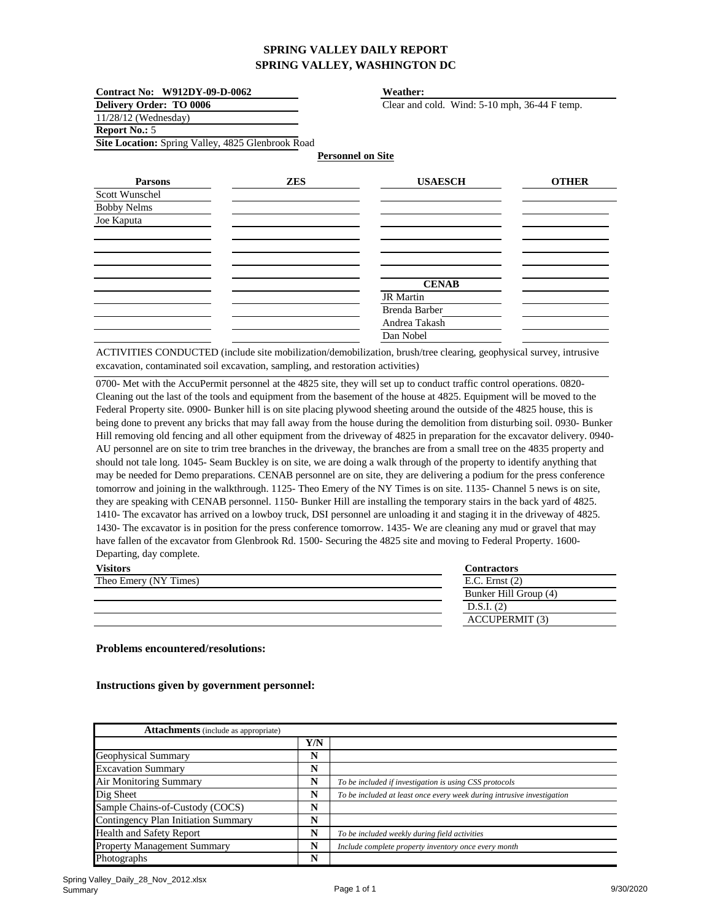# SPRING VALLEY DAILY REPORT
## SPRING VALLEY, WASHINGTON DC

**Contract No: W912DY-09-D-0062**
**Delivery Order: TO 0006**
11/28/12 (Wednesday)
**Report No.:** 5
**Site Location:** Spring Valley, 4825 Glenbrook Road

**Weather:**
Clear and cold. Wind: 5-10 mph, 36-44 F temp.

**Personnel on Site**

| Parsons | ZES | USAESCH | OTHER |
|---|---|---|---|
| Scott Wunschel | | | |
| Bobby Nelms | | | |
| Joe Kaputa | | | |
| | | | |
| | | | |
| | | | |
| | | **CENAB** | |
| | | JR Martin | |
| | | Brenda Barber | |
| | | Andrea Takash | |
| | | Dan Nobel | |

ACTIVITIES CONDUCTED (include site mobilization/demobilization, brush/tree clearing, geophysical survey, intrusive excavation, contaminated soil excavation, sampling, and restoration activities)

0700- Met with the AccuPermit personnel at the 4825 site, they will set up to conduct traffic control operations. 0820- Cleaning out the last of the tools and equipment from the basement of the house at 4825. Equipment will be moved to the Federal Property site. 0900- Bunker hill is on site placing plywood sheeting around the outside of the 4825 house, this is being done to prevent any bricks that may fall away from the house during the demolition from disturbing soil. 0930- Bunker Hill removing old fencing and all other equipment from the driveway of 4825 in preparation for the excavator delivery. 0940- AU personnel are on site to trim tree branches in the driveway, the branches are from a small tree on the 4835 property and should not tale long. 1045- Seam Buckley is on site, we are doing a walk through of the property to identify anything that may be needed for Demo preparations. CENAB personnel are on site, they are delivering a podium for the press conference tomorrow and joining in the walkthrough. 1125- Theo Emery of the NY Times is on site. 1135- Channel 5 news is on site, they are speaking with CENAB personnel. 1150- Bunker Hill are installing the temporary stairs in the back yard of 4825. 1410- The excavator has arrived on a lowboy truck, DSI personnel are unloading it and staging it in the driveway of 4825. 1430- The excavator is in position for the press conference tomorrow. 1435- We are cleaning any mud or gravel that may have fallen of the excavator from Glenbrook Rd. 1500- Securing the 4825 site and moving to Federal Property. 1600- Departing, day complete.

| Visitors | Contractors |
|---|---|
| Theo Emery (NY Times) | E.C. Ernst (2) |
| | Bunker Hill Group (4) |
| | D.S.I. (2) |
| | ACCUPERMIT (3) |

**Problems encountered/resolutions:**

**Instructions given by government personnel:**

| **Attachments** (include as appropriate) | | |
|---|---|---|
| | **Y/N** | |
| Geophysical Summary | **N** | |
| Excavation Summary | **N** | |
| Air Monitoring Summary | **N** | *To be included if investigation is using CSS protocols* |
| Dig Sheet | **N** | *To be included at least once every week during intrusive investigation* |
| Sample Chains-of-Custody (COCS) | **N** | |
| Contingency Plan Initiation Summary | **N** | |
| Health and Safety Report | **N** | *To be included weekly during field activities* |
| Property Management Summary | **N** | *Include complete property inventory once every month* |
| Photographs | **N** | |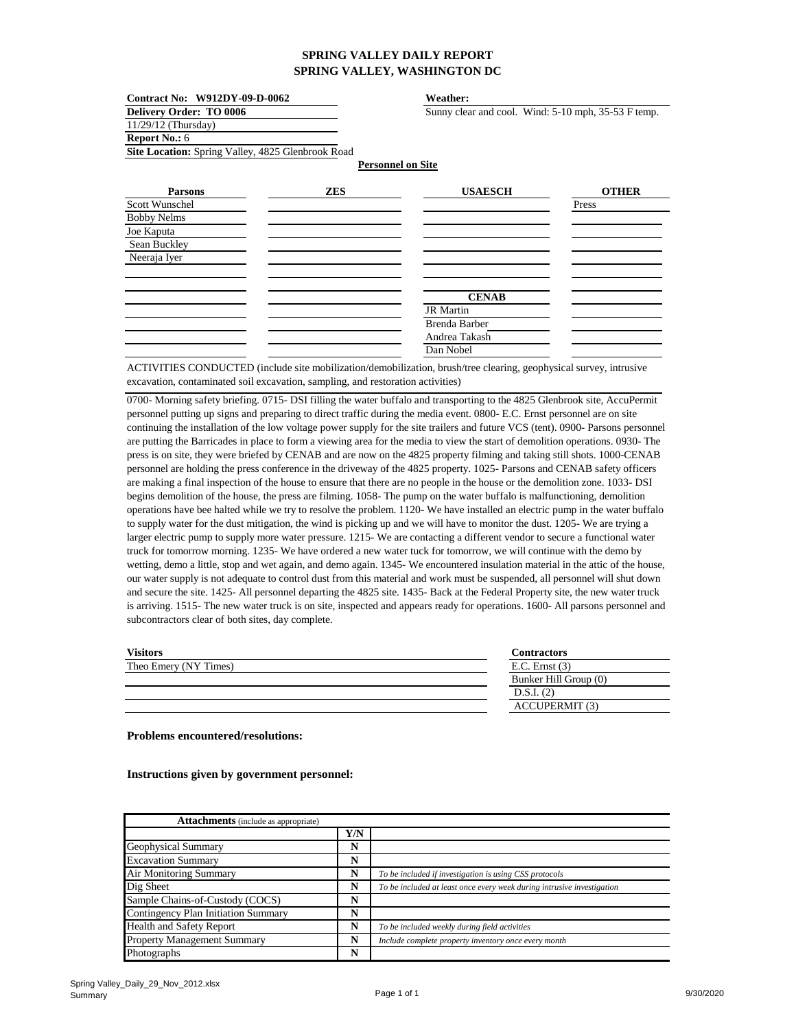# SPRING VALLEY DAILY REPORT
# SPRING VALLEY, WASHINGTON DC

**Contract No: W912DY-09-D-0062**
**Delivery Order: TO 0006**
11/29/12 (Thursday)
**Report No.:** 6
**Site Location:** Spring Valley, 4825 Glenbrook Road

**Weather:**
Sunny clear and cool. Wind: 5-10 mph, 35-53 F temp.

**Personnel on Site**

| Parsons | ZES | USAESCH | OTHER |
|---|---|---|---|
| Scott Wunschel | | | Press |
| Bobby Nelms | | | |
| Joe Kaputa | | | |
| Sean Buckley | | | |
| Neeraja Iyer | | | |
| | | | |
| | | **CENAB** | |
| | | JR Martin | |
| | | Brenda Barber | |
| | | Andrea Takash | |
| | | Dan Nobel | |

ACTIVITIES CONDUCTED (include site mobilization/demobilization, brush/tree clearing, geophysical survey, intrusive excavation, contaminated soil excavation, sampling, and restoration activities)

0700- Morning safety briefing. 0715- DSI filling the water buffalo and transporting to the 4825 Glenbrook site, AccuPermit personnel putting up signs and preparing to direct traffic during the media event. 0800- E.C. Ernst personnel are on site continuing the installation of the low voltage power supply for the site trailers and future VCS (tent). 0900- Parsons personnel are putting the Barricades in place to form a viewing area for the media to view the start of demolition operations. 0930- The press is on site, they were briefed by CENAB and are now on the 4825 property filming and taking still shots. 1000-CENAB personnel are holding the press conference in the driveway of the 4825 property. 1025- Parsons and CENAB safety officers are making a final inspection of the house to ensure that there are no people in the house or the demolition zone. 1033- DSI begins demolition of the house, the press are filming. 1058- The pump on the water buffalo is malfunctioning, demolition operations have bee halted while we try to resolve the problem. 1120- We have installed an electric pump in the water buffalo to supply water for the dust mitigation, the wind is picking up and we will have to monitor the dust. 1205- We are trying a larger electric pump to supply more water pressure. 1215- We are contacting a different vendor to secure a functional water truck for tomorrow morning. 1235- We have ordered a new water tuck for tomorrow, we will continue with the demo by wetting, demo a little, stop and wet again, and demo again. 1345- We encountered insulation material in the attic of the house, our water supply is not adequate to control dust from this material and work must be suspended, all personnel will shut down and secure the site. 1425- All personnel departing the 4825 site. 1435- Back at the Federal Property site, the new water truck is arriving. 1515- The new water truck is on site, inspected and appears ready for operations. 1600- All parsons personnel and subcontractors clear of both sites, day complete.

| Visitors | Contractors |
|---|---|
| Theo Emery (NY Times) | E.C. Ernst (3) |
| | Bunker Hill Group (0) |
| | D.S.I. (2) |
| | ACCUPERMIT (3) |

**Problems encountered/resolutions:**

**Instructions given by government personnel:**

| **Attachments** (include as appropriate) | | |
|---|---|---|
| | **Y/N** | |
| Geophysical Summary | **N** | |
| Excavation Summary | **N** | |
| Air Monitoring Summary | **N** | *To be included if investigation is using CSS protocols* |
| Dig Sheet | **N** | *To be included at least once every week during intrusive investigation* |
| Sample Chains-of-Custody (COCS) | **N** | |
| Contingency Plan Initiation Summary | **N** | |
| Health and Safety Report | **N** | *To be included weekly during field activities* |
| Property Management Summary | **N** | *Include complete property inventory once every month* |
| Photographs | **N** | |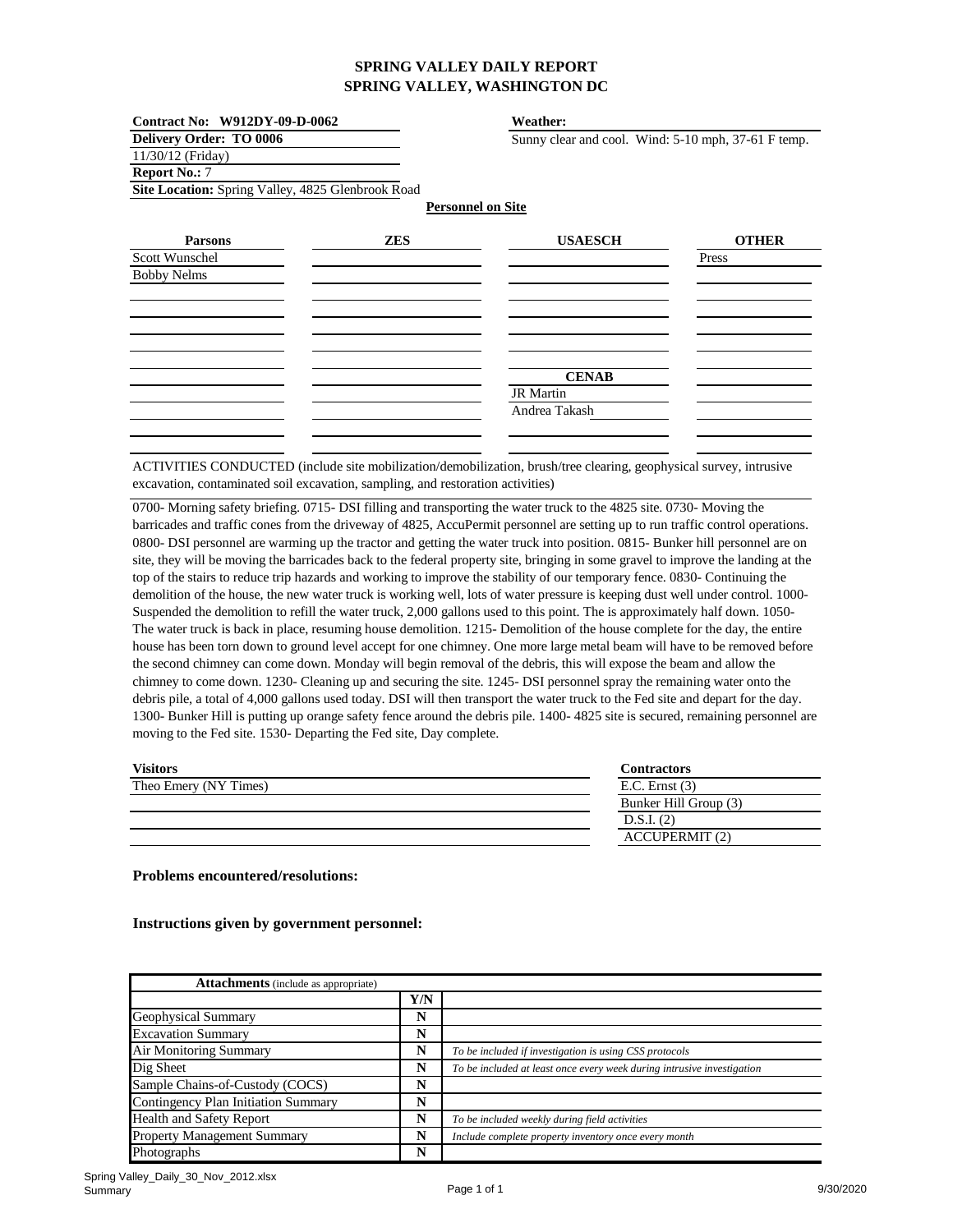# SPRING VALLEY DAILY REPORT
# SPRING VALLEY, WASHINGTON DC

**Contract No: W912DY-09-D-0062**
**Delivery Order: TO 0006**
11/30/12 (Friday)
**Report No.:** 7
**Site Location:** Spring Valley, 4825 Glenbrook Road

**Weather:**
Sunny clear and cool. Wind: 5-10 mph, 37-61 F temp.

**Personnel on Site**

| Parsons | ZES | USAESCH | OTHER |
|---|---|---|---|
| Scott Wunschel | | | Press |
| Bobby Nelms | | | |
| | | **CENAB** | |
| | | JR Martin | |
| | | Andrea Takash | |

ACTIVITIES CONDUCTED (include site mobilization/demobilization, brush/tree clearing, geophysical survey, intrusive excavation, contaminated soil excavation, sampling, and restoration activities)

0700- Morning safety briefing. 0715- DSI filling and transporting the water truck to the 4825 site. 0730- Moving the barricades and traffic cones from the driveway of 4825, AccuPermit personnel are setting up to run traffic control operations. 0800- DSI personnel are warming up the tractor and getting the water truck into position. 0815- Bunker hill personnel are on site, they will be moving the barricades back to the federal property site, bringing in some gravel to improve the landing at the top of the stairs to reduce trip hazards and working to improve the stability of our temporary fence. 0830- Continuing the demolition of the house, the new water truck is working well, lots of water pressure is keeping dust well under control. 1000- Suspended the demolition to refill the water truck, 2,000 gallons used to this point. The is approximately half down. 1050- The water truck is back in place, resuming house demolition. 1215- Demolition of the house complete for the day, the entire house has been torn down to ground level accept for one chimney. One more large metal beam will have to be removed before the second chimney can come down. Monday will begin removal of the debris, this will expose the beam and allow the chimney to come down. 1230- Cleaning up and securing the site. 1245- DSI personnel spray the remaining water onto the debris pile, a total of 4,000 gallons used today. DSI will then transport the water truck to the Fed site and depart for the day. 1300- Bunker Hill is putting up orange safety fence around the debris pile. 1400- 4825 site is secured, remaining personnel are moving to the Fed site. 1530- Departing the Fed site, Day complete.

| Visitors | Contractors |
|---|---|
| Theo Emery (NY Times) | E.C. Ernst (3) |
| | Bunker Hill Group (3) |
| | D.S.I. (2) |
| | ACCUPERMIT (2) |

**Problems encountered/resolutions:**

**Instructions given by government personnel:**

| **Attachments** (include as appropriate) | Y/N | |
|---|---|---|
| Geophysical Summary | N | |
| Excavation Summary | N | |
| Air Monitoring Summary | N | *To be included if investigation is using CSS protocols* |
| Dig Sheet | N | *To be included at least once every week during intrusive investigation* |
| Sample Chains-of-Custody (COCS) | N | |
| Contingency Plan Initiation Summary | N | |
| Health and Safety Report | N | *To be included weekly during field activities* |
| Property Management Summary | N | *Include complete property inventory once every month* |
| Photographs | N | |